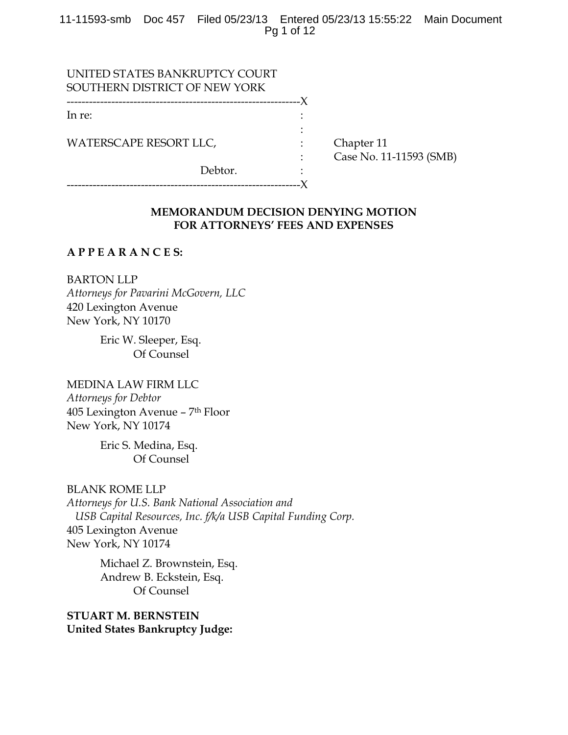UNITED STATES BANKRUPTCY COURT
SOUTHERN DISTRICT OF NEW YORK

```
---------------------------------------------------------------X
In re:                                          :
                                                :
WATERSCAPE RESORT LLC,                          :     Chapter 11
                                                :     Case No. 11-11593 (SMB)
                    Debtor.                     :
---------------------------------------------------------------X
```

**MEMORANDUM DECISION DENYING MOTION FOR ATTORNEYS' FEES AND EXPENSES**

**A P P E A R A N C E S:**

BARTON LLP
*Attorneys for Pavarini McGovern, LLC*
420 Lexington Avenue
New York, NY 10170

Eric W. Sleeper, Esq.
Of Counsel

MEDINA LAW FIRM LLC
*Attorneys for Debtor*
405 Lexington Avenue – 7th Floor
New York, NY 10174

Eric S. Medina, Esq.
Of Counsel

BLANK ROME LLP
*Attorneys for U.S. Bank National Association and USB Capital Resources, Inc. f/k/a USB Capital Funding Corp.*
405 Lexington Avenue
New York, NY 10174

Michael Z. Brownstein, Esq.
Andrew B. Eckstein, Esq.
Of Counsel

**STUART M. BERNSTEIN**
**United States Bankruptcy Judge:**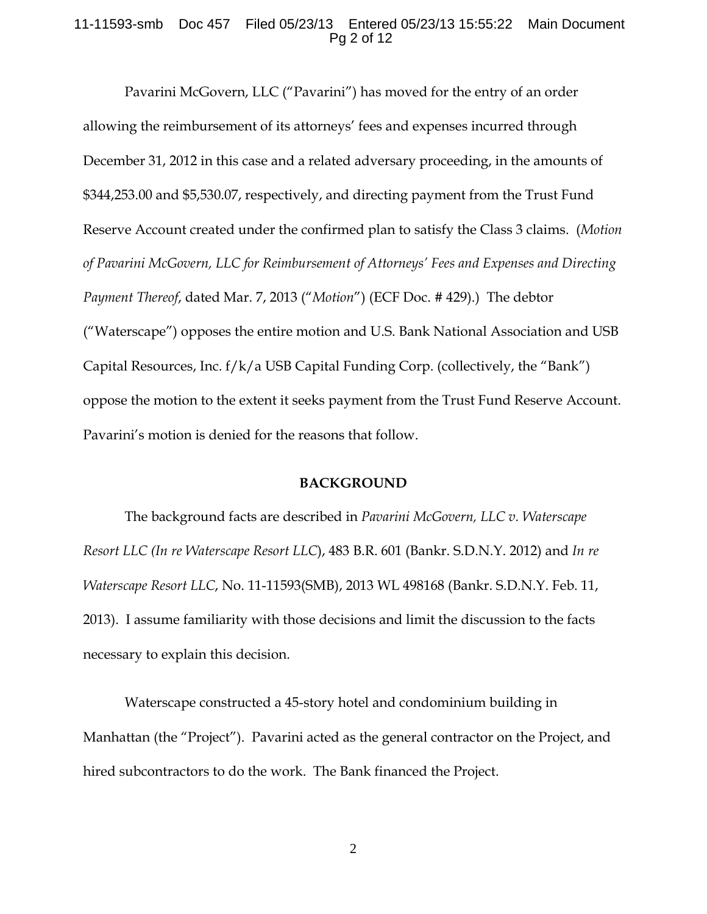Pavarini McGovern, LLC ("Pavarini") has moved for the entry of an order allowing the reimbursement of its attorneys' fees and expenses incurred through December 31, 2012 in this case and a related adversary proceeding, in the amounts of $344,253.00 and $5,530.07, respectively, and directing payment from the Trust Fund Reserve Account created under the confirmed plan to satisfy the Class 3 claims. (*Motion of Pavarini McGovern, LLC for Reimbursement of Attorneys' Fees and Expenses and Directing Payment Thereof*, dated Mar. 7, 2013 ("*Motion*") (ECF Doc. # 429).) The debtor ("Waterscape") opposes the entire motion and U.S. Bank National Association and USB Capital Resources, Inc. f/k/a USB Capital Funding Corp. (collectively, the "Bank") oppose the motion to the extent it seeks payment from the Trust Fund Reserve Account. Pavarini's motion is denied for the reasons that follow.

## BACKGROUND

The background facts are described in *Pavarini McGovern, LLC v. Waterscape Resort LLC (In re Waterscape Resort LLC*), 483 B.R. 601 (Bankr. S.D.N.Y. 2012) and *In re Waterscape Resort LLC*, No. 11-11593(SMB), 2013 WL 498168 (Bankr. S.D.N.Y. Feb. 11, 2013). I assume familiarity with those decisions and limit the discussion to the facts necessary to explain this decision.

Waterscape constructed a 45-story hotel and condominium building in Manhattan (the "Project"). Pavarini acted as the general contractor on the Project, and hired subcontractors to do the work. The Bank financed the Project.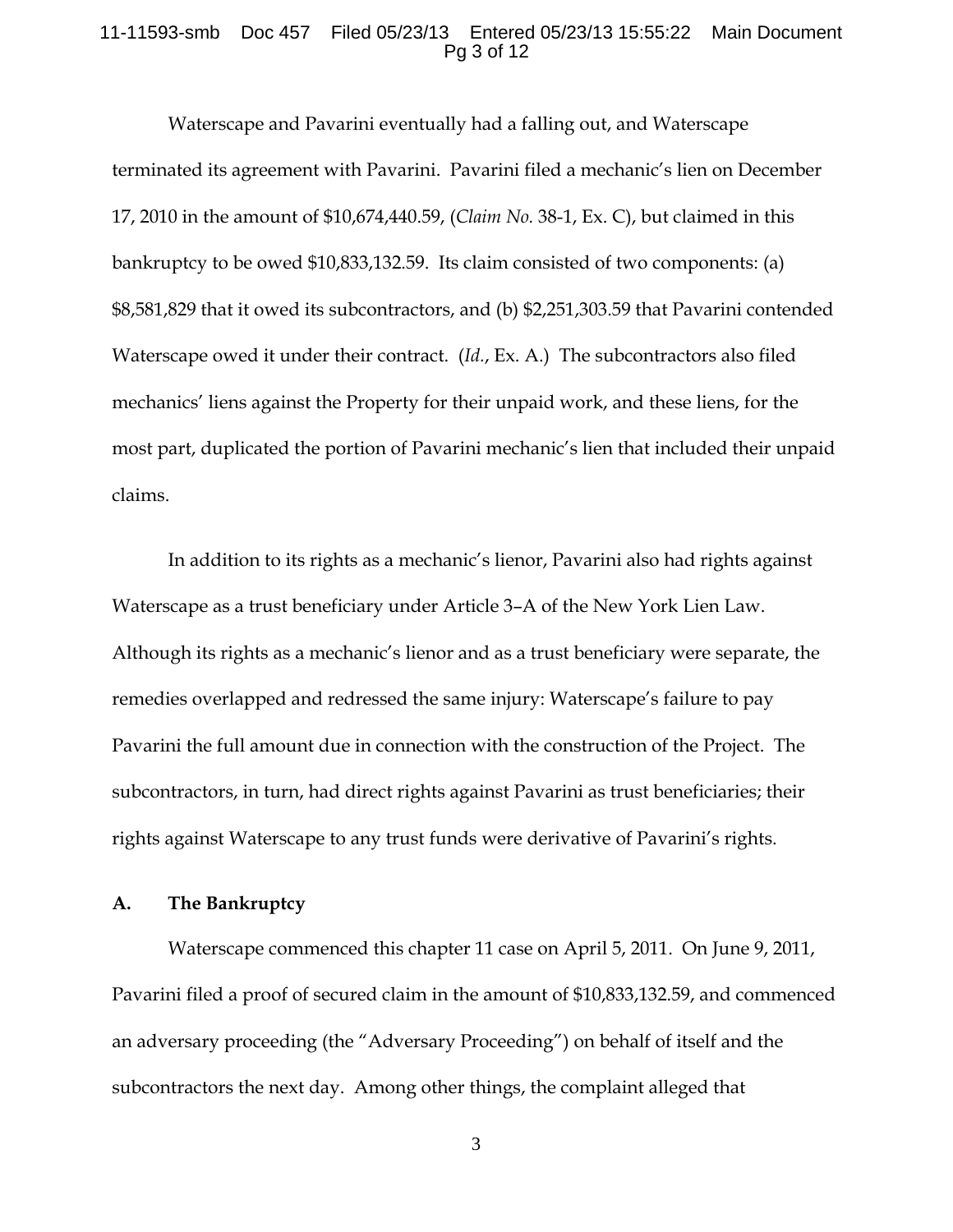Waterscape and Pavarini eventually had a falling out, and Waterscape terminated its agreement with Pavarini. Pavarini filed a mechanic's lien on December 17, 2010 in the amount of $10,674,440.59, (*Claim No.* 38-1, Ex. C), but claimed in this bankruptcy to be owed $10,833,132.59. Its claim consisted of two components: (a) $8,581,829 that it owed its subcontractors, and (b) $2,251,303.59 that Pavarini contended Waterscape owed it under their contract. (*Id.*, Ex. A.) The subcontractors also filed mechanics' liens against the Property for their unpaid work, and these liens, for the most part, duplicated the portion of Pavarini mechanic's lien that included their unpaid claims.

In addition to its rights as a mechanic's lienor, Pavarini also had rights against Waterscape as a trust beneficiary under Article 3–A of the New York Lien Law. Although its rights as a mechanic's lienor and as a trust beneficiary were separate, the remedies overlapped and redressed the same injury: Waterscape's failure to pay Pavarini the full amount due in connection with the construction of the Project. The subcontractors, in turn, had direct rights against Pavarini as trust beneficiaries; their rights against Waterscape to any trust funds were derivative of Pavarini's rights.

## A. The Bankruptcy

Waterscape commenced this chapter 11 case on April 5, 2011. On June 9, 2011, Pavarini filed a proof of secured claim in the amount of $10,833,132.59, and commenced an adversary proceeding (the "Adversary Proceeding") on behalf of itself and the subcontractors the next day. Among other things, the complaint alleged that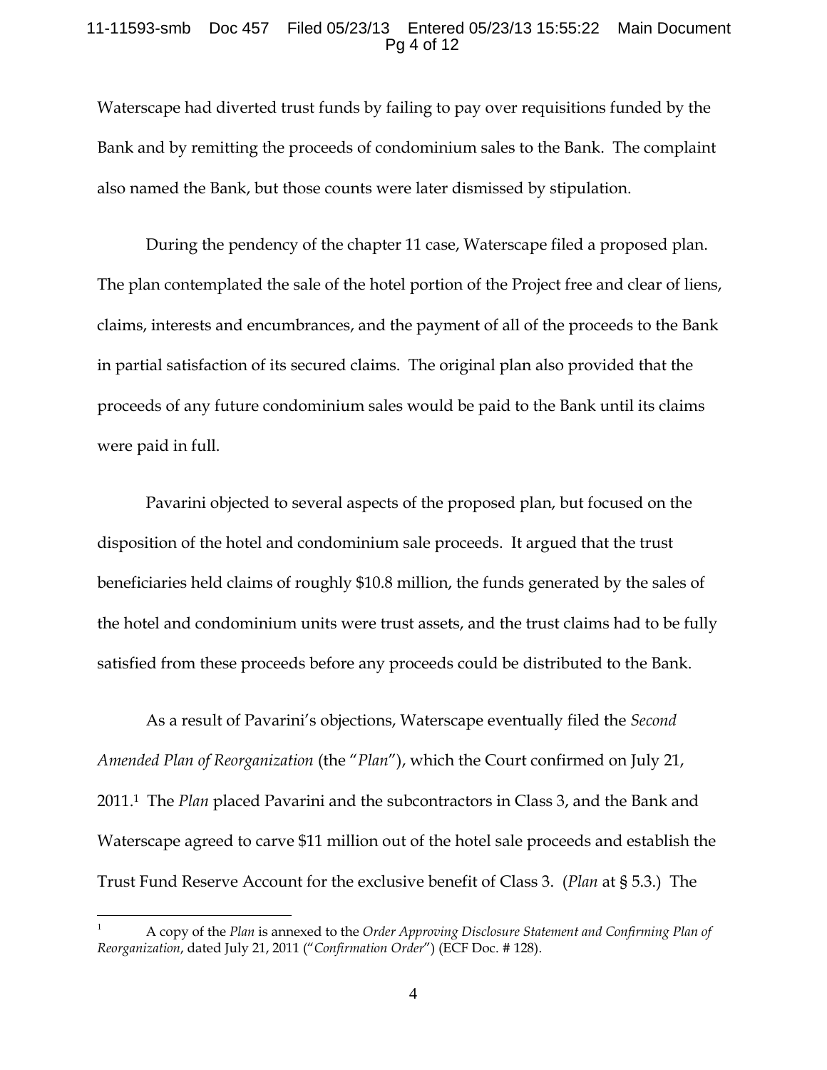Waterscape had diverted trust funds by failing to pay over requisitions funded by the Bank and by remitting the proceeds of condominium sales to the Bank. The complaint also named the Bank, but those counts were later dismissed by stipulation.

During the pendency of the chapter 11 case, Waterscape filed a proposed plan. The plan contemplated the sale of the hotel portion of the Project free and clear of liens, claims, interests and encumbrances, and the payment of all of the proceeds to the Bank in partial satisfaction of its secured claims. The original plan also provided that the proceeds of any future condominium sales would be paid to the Bank until its claims were paid in full.

Pavarini objected to several aspects of the proposed plan, but focused on the disposition of the hotel and condominium sale proceeds. It argued that the trust beneficiaries held claims of roughly $10.8 million, the funds generated by the sales of the hotel and condominium units were trust assets, and the trust claims had to be fully satisfied from these proceeds before any proceeds could be distributed to the Bank.

As a result of Pavarini's objections, Waterscape eventually filed the *Second Amended Plan of Reorganization* (the "*Plan*"), which the Court confirmed on July 21, 2011.[1] The *Plan* placed Pavarini and the subcontractors in Class 3, and the Bank and Waterscape agreed to carve $11 million out of the hotel sale proceeds and establish the Trust Fund Reserve Account for the exclusive benefit of Class 3. (*Plan* at § 5.3.) The

[1] A copy of the *Plan* is annexed to the *Order Approving Disclosure Statement and Confirming Plan of Reorganization*, dated July 21, 2011 ("*Confirmation Order*") (ECF Doc. # 128).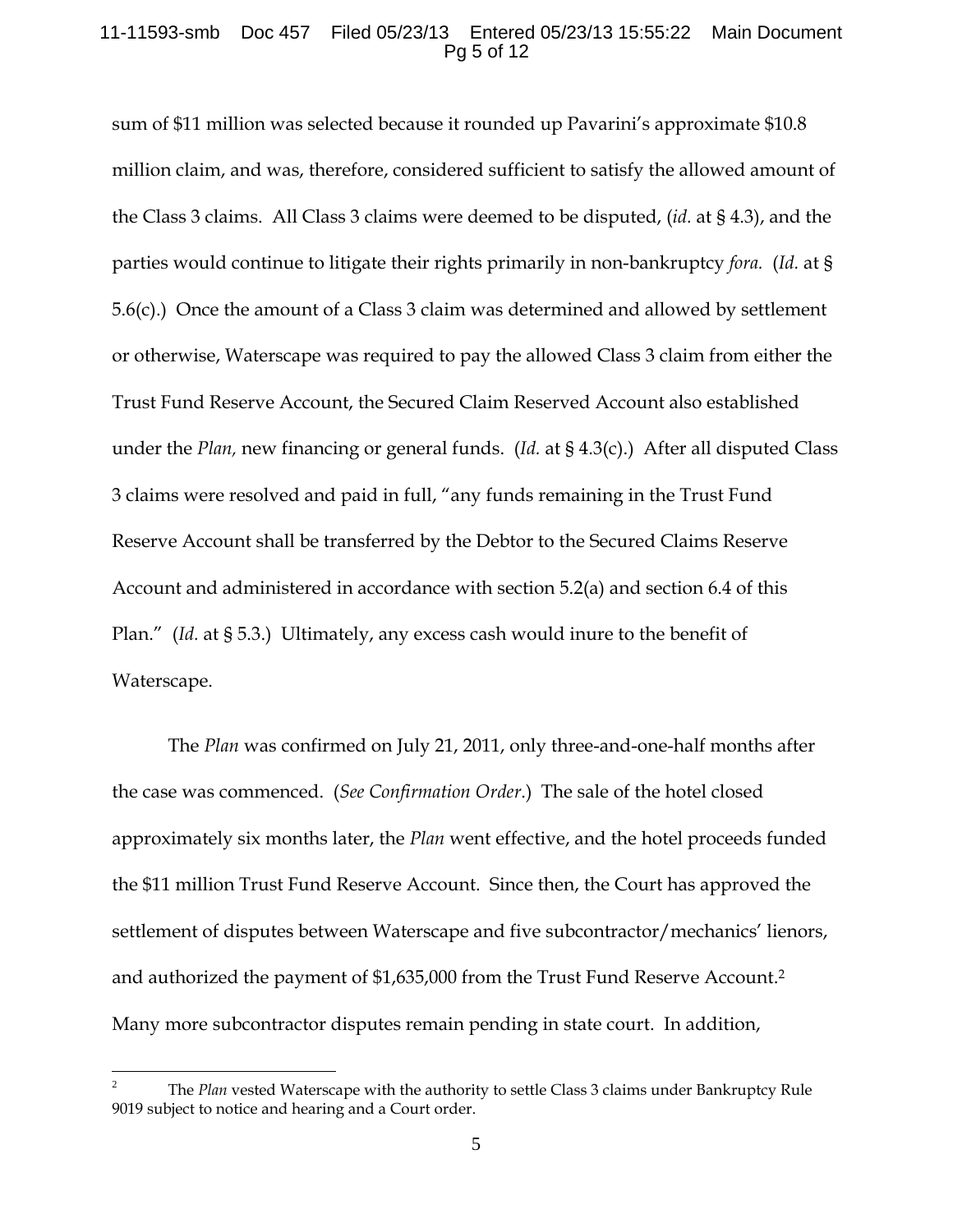sum of $11 million was selected because it rounded up Pavarini's approximate $10.8 million claim, and was, therefore, considered sufficient to satisfy the allowed amount of the Class 3 claims. All Class 3 claims were deemed to be disputed, (*id.* at § 4.3), and the parties would continue to litigate their rights primarily in non-bankruptcy *fora.* (*Id.* at § 5.6(c).) Once the amount of a Class 3 claim was determined and allowed by settlement or otherwise, Waterscape was required to pay the allowed Class 3 claim from either the Trust Fund Reserve Account, the Secured Claim Reserved Account also established under the *Plan,* new financing or general funds. (*Id.* at § 4.3(c).) After all disputed Class 3 claims were resolved and paid in full, "any funds remaining in the Trust Fund Reserve Account shall be transferred by the Debtor to the Secured Claims Reserve Account and administered in accordance with section 5.2(a) and section 6.4 of this Plan." (*Id.* at § 5.3.) Ultimately, any excess cash would inure to the benefit of Waterscape.

The *Plan* was confirmed on July 21, 2011, only three-and-one-half months after the case was commenced. (*See Confirmation Order.*) The sale of the hotel closed approximately six months later, the *Plan* went effective, and the hotel proceeds funded the $11 million Trust Fund Reserve Account. Since then, the Court has approved the settlement of disputes between Waterscape and five subcontractor/mechanics' lienors, and authorized the payment of $1,635,000 from the Trust Fund Reserve Account.[2] Many more subcontractor disputes remain pending in state court. In addition,

[2] The *Plan* vested Waterscape with the authority to settle Class 3 claims under Bankruptcy Rule 9019 subject to notice and hearing and a Court order.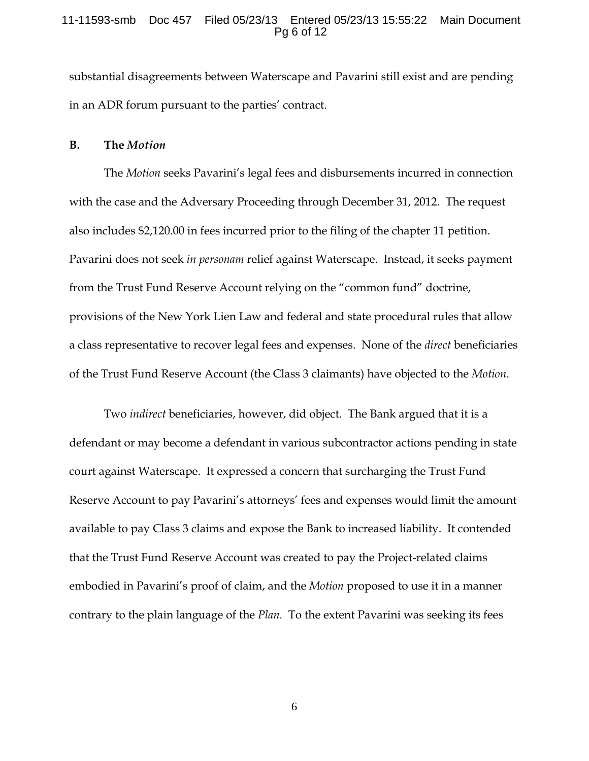substantial disagreements between Waterscape and Pavarini still exist and are pending in an ADR forum pursuant to the parties' contract.

### B. The *Motion*

The *Motion* seeks Pavarini's legal fees and disbursements incurred in connection with the case and the Adversary Proceeding through December 31, 2012. The request also includes $2,120.00 in fees incurred prior to the filing of the chapter 11 petition. Pavarini does not seek *in personam* relief against Waterscape. Instead, it seeks payment from the Trust Fund Reserve Account relying on the "common fund" doctrine, provisions of the New York Lien Law and federal and state procedural rules that allow a class representative to recover legal fees and expenses. None of the *direct* beneficiaries of the Trust Fund Reserve Account (the Class 3 claimants) have objected to the *Motion*.

Two *indirect* beneficiaries, however, did object. The Bank argued that it is a defendant or may become a defendant in various subcontractor actions pending in state court against Waterscape. It expressed a concern that surcharging the Trust Fund Reserve Account to pay Pavarini's attorneys' fees and expenses would limit the amount available to pay Class 3 claims and expose the Bank to increased liability. It contended that the Trust Fund Reserve Account was created to pay the Project-related claims embodied in Pavarini's proof of claim, and the *Motion* proposed to use it in a manner contrary to the plain language of the *Plan*. To the extent Pavarini was seeking its fees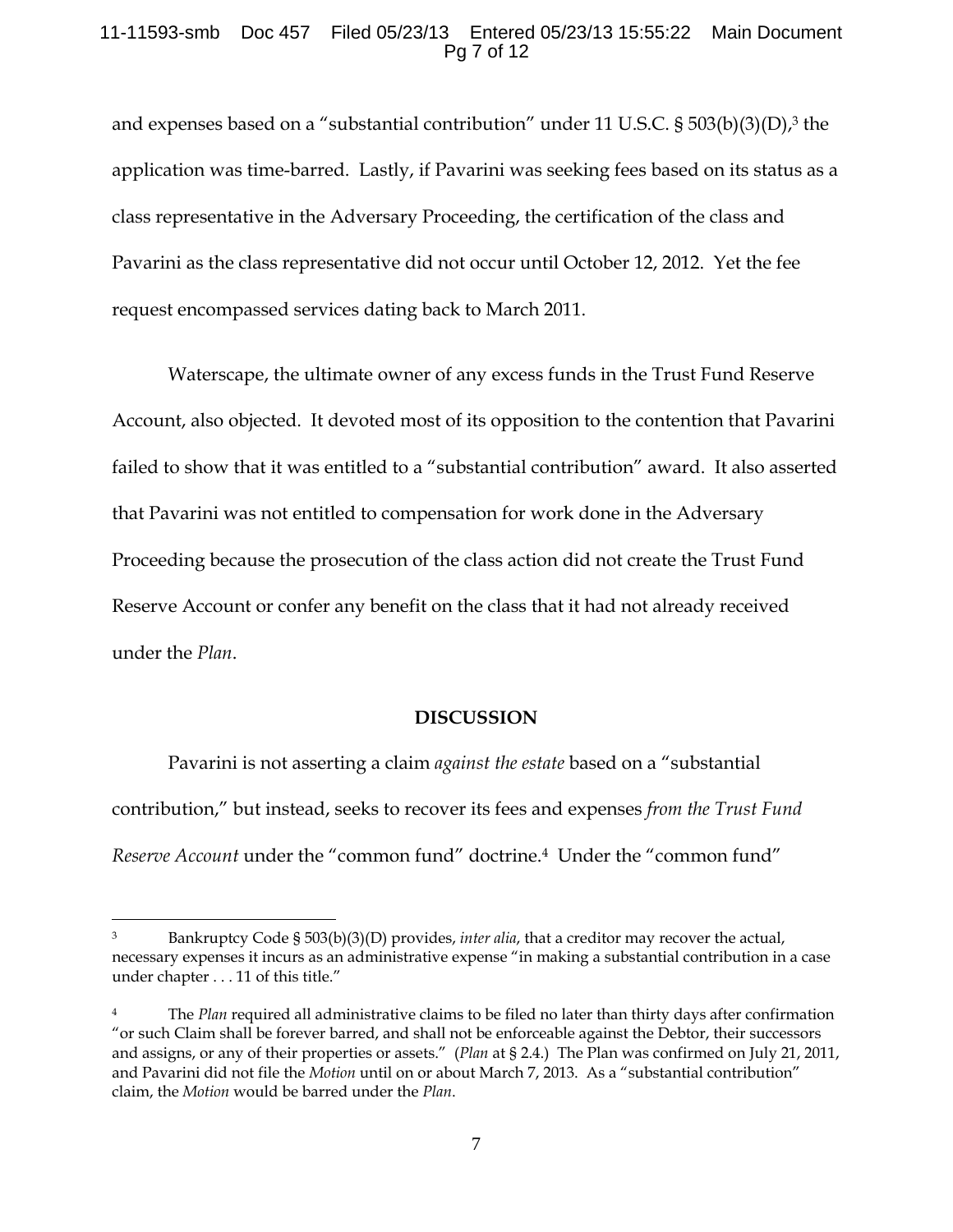and expenses based on a "substantial contribution" under 11 U.S.C. § 503(b)(3)(D),[3] the application was time-barred. Lastly, if Pavarini was seeking fees based on its status as a class representative in the Adversary Proceeding, the certification of the class and Pavarini as the class representative did not occur until October 12, 2012. Yet the fee request encompassed services dating back to March 2011.

Waterscape, the ultimate owner of any excess funds in the Trust Fund Reserve Account, also objected. It devoted most of its opposition to the contention that Pavarini failed to show that it was entitled to a "substantial contribution" award. It also asserted that Pavarini was not entitled to compensation for work done in the Adversary Proceeding because the prosecution of the class action did not create the Trust Fund Reserve Account or confer any benefit on the class that it had not already received under the *Plan*.

**DISCUSSION**

Pavarini is not asserting a claim *against the estate* based on a "substantial contribution," but instead, seeks to recover its fees and expenses *from the Trust Fund Reserve Account* under the "common fund" doctrine.[4] Under the "common fund"

---

[3] Bankruptcy Code § 503(b)(3)(D) provides, *inter alia*, that a creditor may recover the actual, necessary expenses it incurs as an administrative expense "in making a substantial contribution in a case under chapter . . . 11 of this title."

[4] The *Plan* required all administrative claims to be filed no later than thirty days after confirmation "or such Claim shall be forever barred, and shall not be enforceable against the Debtor, their successors and assigns, or any of their properties or assets." (*Plan* at § 2.4.) The Plan was confirmed on July 21, 2011, and Pavarini did not file the *Motion* until on or about March 7, 2013. As a "substantial contribution" claim, the *Motion* would be barred under the *Plan*.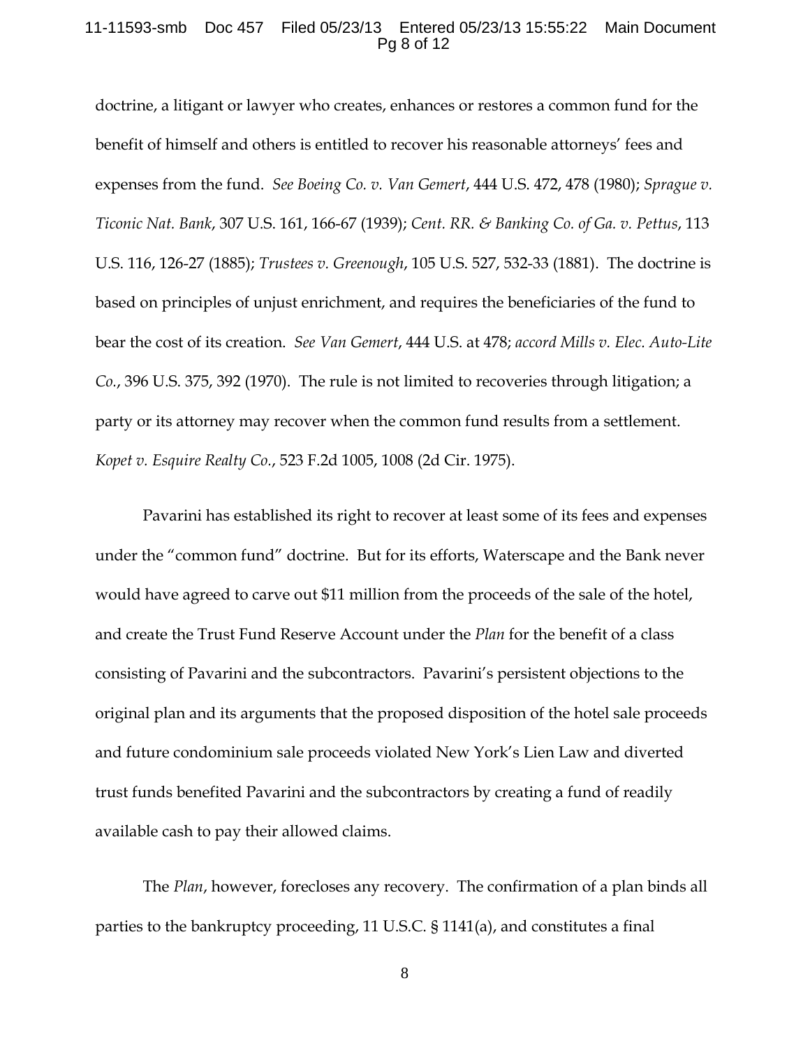doctrine, a litigant or lawyer who creates, enhances or restores a common fund for the benefit of himself and others is entitled to recover his reasonable attorneys' fees and expenses from the fund. *See Boeing Co. v. Van Gemert*, 444 U.S. 472, 478 (1980); *Sprague v. Ticonic Nat. Bank*, 307 U.S. 161, 166-67 (1939); *Cent. RR. & Banking Co. of Ga. v. Pettus*, 113 U.S. 116, 126-27 (1885); *Trustees v. Greenough*, 105 U.S. 527, 532-33 (1881). The doctrine is based on principles of unjust enrichment, and requires the beneficiaries of the fund to bear the cost of its creation. *See Van Gemert*, 444 U.S. at 478; *accord Mills v. Elec. Auto-Lite Co.*, 396 U.S. 375, 392 (1970). The rule is not limited to recoveries through litigation; a party or its attorney may recover when the common fund results from a settlement. *Kopet v. Esquire Realty Co.*, 523 F.2d 1005, 1008 (2d Cir. 1975).

Pavarini has established its right to recover at least some of its fees and expenses under the "common fund" doctrine. But for its efforts, Waterscape and the Bank never would have agreed to carve out $11 million from the proceeds of the sale of the hotel, and create the Trust Fund Reserve Account under the *Plan* for the benefit of a class consisting of Pavarini and the subcontractors. Pavarini's persistent objections to the original plan and its arguments that the proposed disposition of the hotel sale proceeds and future condominium sale proceeds violated New York's Lien Law and diverted trust funds benefited Pavarini and the subcontractors by creating a fund of readily available cash to pay their allowed claims.

The *Plan*, however, forecloses any recovery. The confirmation of a plan binds all parties to the bankruptcy proceeding, 11 U.S.C. § 1141(a), and constitutes a final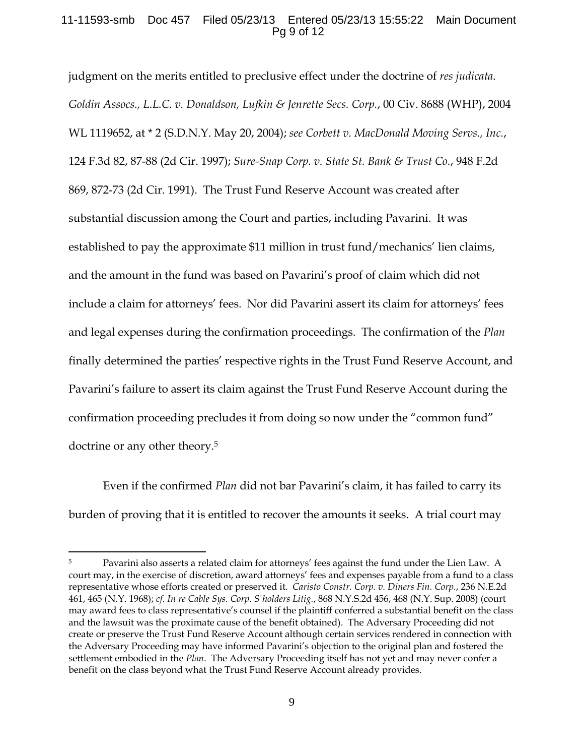judgment on the merits entitled to preclusive effect under the doctrine of *res judicata*. *Goldin Assocs., L.L.C. v. Donaldson, Lufkin & Jenrette Secs. Corp.*, 00 Civ. 8688 (WHP), 2004 WL 1119652, at * 2 (S.D.N.Y. May 20, 2004); *see Corbett v. MacDonald Moving Servs., Inc.*, 124 F.3d 82, 87-88 (2d Cir. 1997); *Sure-Snap Corp. v. State St. Bank & Trust Co.*, 948 F.2d 869, 872-73 (2d Cir. 1991). The Trust Fund Reserve Account was created after substantial discussion among the Court and parties, including Pavarini. It was established to pay the approximate $11 million in trust fund/mechanics' lien claims, and the amount in the fund was based on Pavarini's proof of claim which did not include a claim for attorneys' fees. Nor did Pavarini assert its claim for attorneys' fees and legal expenses during the confirmation proceedings. The confirmation of the *Plan* finally determined the parties' respective rights in the Trust Fund Reserve Account, and Pavarini's failure to assert its claim against the Trust Fund Reserve Account during the confirmation proceeding precludes it from doing so now under the "common fund" doctrine or any other theory.[5]

Even if the confirmed *Plan* did not bar Pavarini's claim, it has failed to carry its burden of proving that it is entitled to recover the amounts it seeks. A trial court may

---

[5] Pavarini also asserts a related claim for attorneys' fees against the fund under the Lien Law. A court may, in the exercise of discretion, award attorneys' fees and expenses payable from a fund to a class representative whose efforts created or preserved it. *Caristo Constr. Corp. v. Diners Fin. Corp.*, 236 N.E.2d 461, 465 (N.Y. 1968); *cf. In re Cable Sys. Corp. S'holders Litig.*, 868 N.Y.S.2d 456, 468 (N.Y. Sup. 2008) (court may award fees to class representative's counsel if the plaintiff conferred a substantial benefit on the class and the lawsuit was the proximate cause of the benefit obtained). The Adversary Proceeding did not create or preserve the Trust Fund Reserve Account although certain services rendered in connection with the Adversary Proceeding may have informed Pavarini's objection to the original plan and fostered the settlement embodied in the *Plan*. The Adversary Proceeding itself has not yet and may never confer a benefit on the class beyond what the Trust Fund Reserve Account already provides.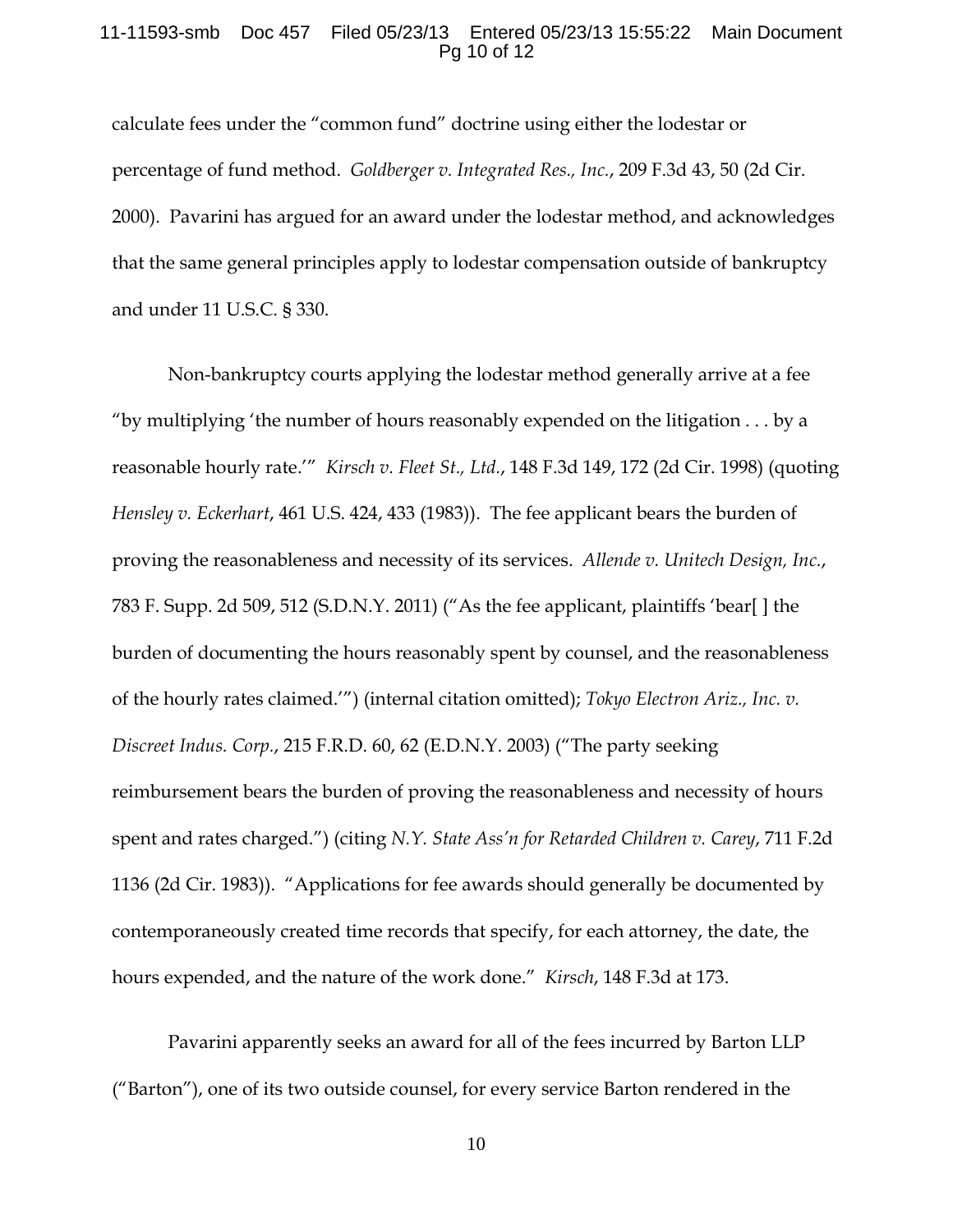calculate fees under the "common fund" doctrine using either the lodestar or percentage of fund method. *Goldberger v. Integrated Res., Inc.*, 209 F.3d 43, 50 (2d Cir. 2000). Pavarini has argued for an award under the lodestar method, and acknowledges that the same general principles apply to lodestar compensation outside of bankruptcy and under 11 U.S.C. § 330.

Non-bankruptcy courts applying the lodestar method generally arrive at a fee "by multiplying 'the number of hours reasonably expended on the litigation . . . by a reasonable hourly rate.'" *Kirsch v. Fleet St., Ltd.*, 148 F.3d 149, 172 (2d Cir. 1998) (quoting *Hensley v. Eckerhart*, 461 U.S. 424, 433 (1983)). The fee applicant bears the burden of proving the reasonableness and necessity of its services. *Allende v. Unitech Design, Inc.*, 783 F. Supp. 2d 509, 512 (S.D.N.Y. 2011) ("As the fee applicant, plaintiffs 'bear[ ] the burden of documenting the hours reasonably spent by counsel, and the reasonableness of the hourly rates claimed.'") (internal citation omitted); *Tokyo Electron Ariz., Inc. v. Discreet Indus. Corp.*, 215 F.R.D. 60, 62 (E.D.N.Y. 2003) ("The party seeking reimbursement bears the burden of proving the reasonableness and necessity of hours spent and rates charged.") (citing *N.Y. State Ass'n for Retarded Children v. Carey*, 711 F.2d 1136 (2d Cir. 1983)). "Applications for fee awards should generally be documented by contemporaneously created time records that specify, for each attorney, the date, the hours expended, and the nature of the work done." *Kirsch*, 148 F.3d at 173.

Pavarini apparently seeks an award for all of the fees incurred by Barton LLP ("Barton"), one of its two outside counsel, for every service Barton rendered in the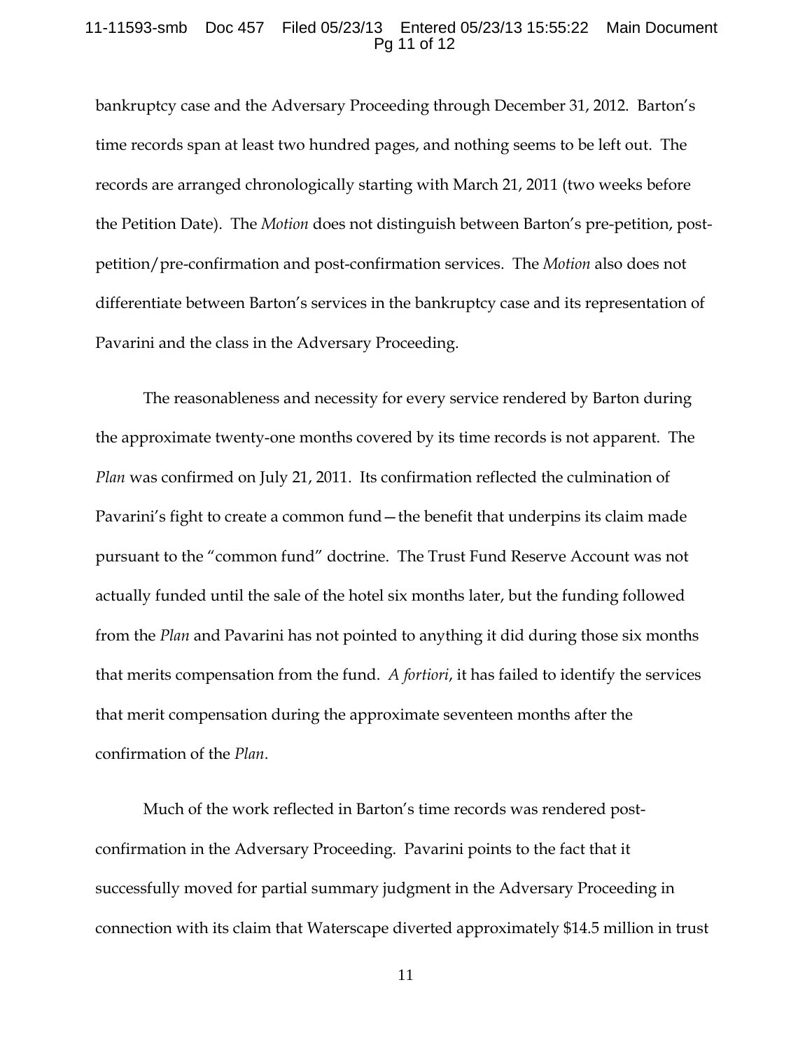bankruptcy case and the Adversary Proceeding through December 31, 2012. Barton's time records span at least two hundred pages, and nothing seems to be left out. The records are arranged chronologically starting with March 21, 2011 (two weeks before the Petition Date). The *Motion* does not distinguish between Barton's pre-petition, post-petition/pre-confirmation and post-confirmation services. The *Motion* also does not differentiate between Barton's services in the bankruptcy case and its representation of Pavarini and the class in the Adversary Proceeding.

The reasonableness and necessity for every service rendered by Barton during the approximate twenty-one months covered by its time records is not apparent. The *Plan* was confirmed on July 21, 2011. Its confirmation reflected the culmination of Pavarini's fight to create a common fund—the benefit that underpins its claim made pursuant to the "common fund" doctrine. The Trust Fund Reserve Account was not actually funded until the sale of the hotel six months later, but the funding followed from the *Plan* and Pavarini has not pointed to anything it did during those six months that merits compensation from the fund. *A fortiori*, it has failed to identify the services that merit compensation during the approximate seventeen months after the confirmation of the *Plan*.

Much of the work reflected in Barton's time records was rendered post-confirmation in the Adversary Proceeding. Pavarini points to the fact that it successfully moved for partial summary judgment in the Adversary Proceeding in connection with its claim that Waterscape diverted approximately $14.5 million in trust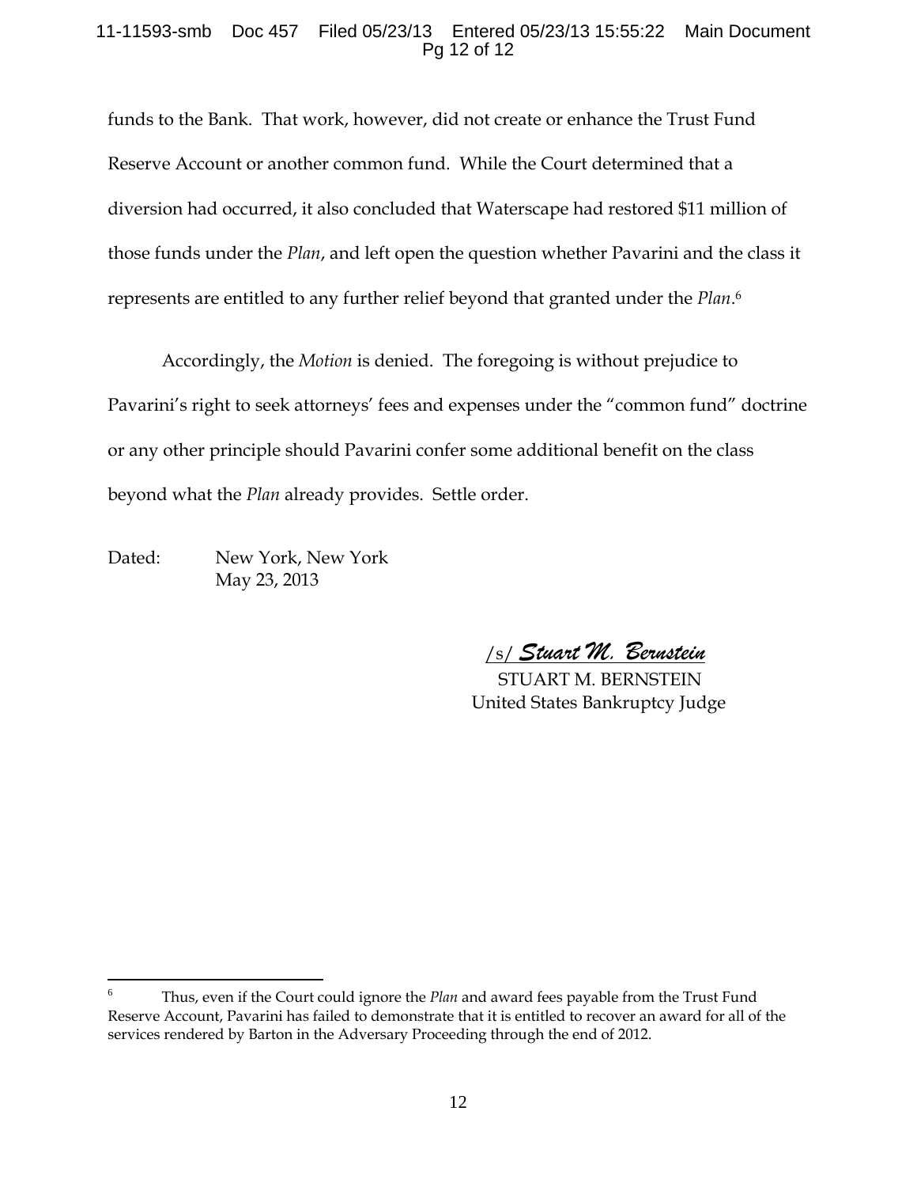funds to the Bank. That work, however, did not create or enhance the Trust Fund Reserve Account or another common fund. While the Court determined that a diversion had occurred, it also concluded that Waterscape had restored $11 million of those funds under the *Plan*, and left open the question whether Pavarini and the class it represents are entitled to any further relief beyond that granted under the *Plan*.[6]

Accordingly, the *Motion* is denied. The foregoing is without prejudice to Pavarini's right to seek attorneys' fees and expenses under the "common fund" doctrine or any other principle should Pavarini confer some additional benefit on the class beyond what the *Plan* already provides. Settle order.

Dated: New York, New York
May 23, 2013

/s/ *Stuart M. Bernstein*
STUART M. BERNSTEIN
United States Bankruptcy Judge

---

[6] Thus, even if the Court could ignore the *Plan* and award fees payable from the Trust Fund Reserve Account, Pavarini has failed to demonstrate that it is entitled to recover an award for all of the services rendered by Barton in the Adversary Proceeding through the end of 2012.